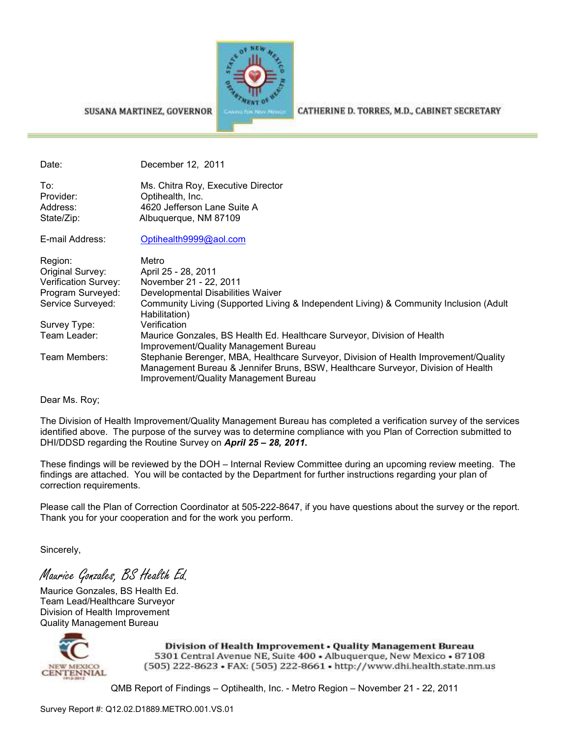SUSANA MARTINEZ, GOVERNOR

CATHERINE D. TORRES, M.D., CABINET SECRETARY

| | |
|---|---|
| Date: | December 12, 2011 |
| To: | Ms. Chitra Roy, Executive Director |
| Provider: | Optihealth, Inc. |
| Address: | 4620 Jefferson Lane Suite A |
| State/Zip: | Albuquerque, NM 87109 |
| E-mail Address: | Optihealth9999@aol.com |
| Region: | Metro |
| Original Survey: | April 25 - 28, 2011 |
| Verification Survey: | November 21 - 22, 2011 |
| Program Surveyed: | Developmental Disabilities Waiver |
| Service Surveyed: | Community Living (Supported Living & Independent Living) & Community Inclusion (Adult Habilitation) |
| Survey Type: | Verification |
| Team Leader: | Maurice Gonzales, BS Health Ed. Healthcare Surveyor, Division of Health Improvement/Quality Management Bureau |
| Team Members: | Stephanie Berenger, MBA, Healthcare Surveyor, Division of Health Improvement/Quality Management Bureau & Jennifer Bruns, BSW, Healthcare Surveyor, Division of Health Improvement/Quality Management Bureau |

Dear Ms. Roy;

The Division of Health Improvement/Quality Management Bureau has completed a verification survey of the services identified above. The purpose of the survey was to determine compliance with you Plan of Correction submitted to DHI/DDSD regarding the Routine Survey on ***April 25 – 28, 2011.***

These findings will be reviewed by the DOH – Internal Review Committee during an upcoming review meeting. The findings are attached. You will be contacted by the Department for further instructions regarding your plan of correction requirements.

Please call the Plan of Correction Coordinator at 505-222-8647, if you have questions about the survey or the report. Thank you for your cooperation and for the work you perform.

Sincerely,

*Maurice Gonzales, BS Health Ed.*

Maurice Gonzales, BS Health Ed.
Team Lead/Healthcare Surveyor
Division of Health Improvement
Quality Management Bureau

**Division of Health Improvement • Quality Management Bureau**
5301 Central Avenue NE, Suite 400 • Albuquerque, New Mexico • 87108
(505) 222-8623 • FAX: (505) 222-8661 • http://www.dhi.health.state.nm.us

QMB Report of Findings – Optihealth, Inc. - Metro Region – November 21 - 22, 2011

Survey Report #: Q12.02.D1889.METRO.001.VS.01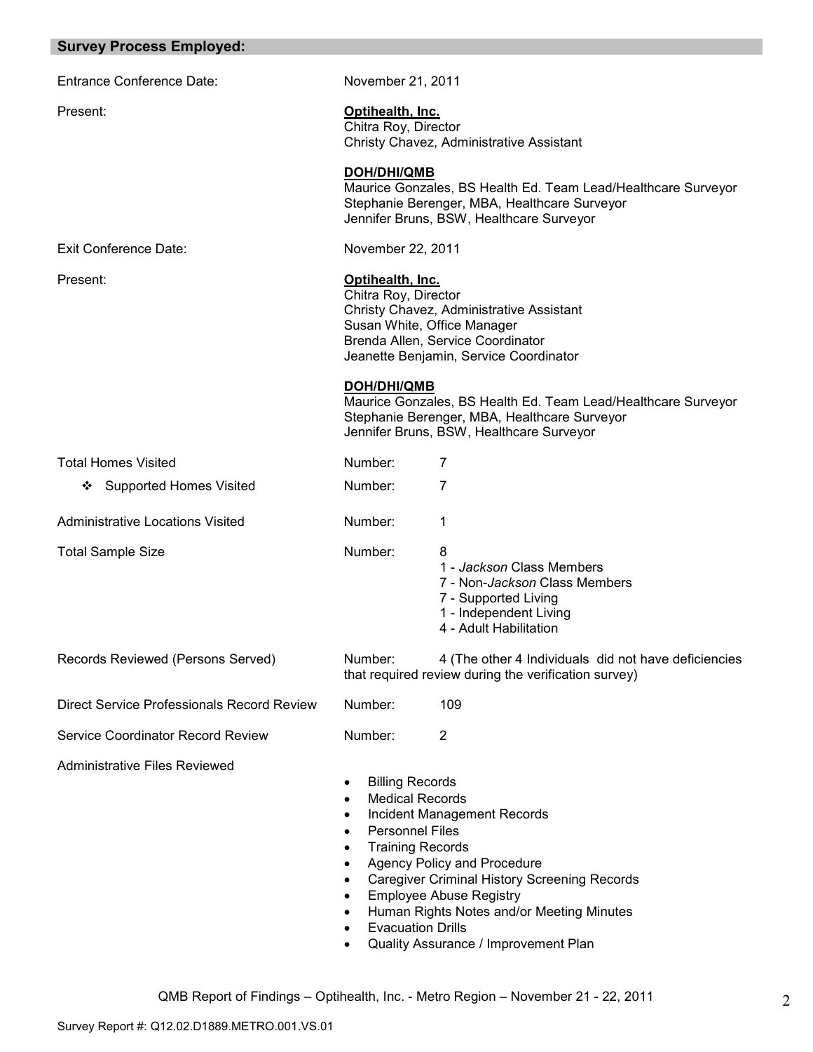## Survey Process Employed:

| | | |
|---|---|---|
| Entrance Conference Date: | November 21, 2011 | |
| Present: | **Optihealth, Inc.**<br>Chitra Roy, Director<br>Christy Chavez, Administrative Assistant<br><br>**DOH/DHI/QMB**<br>Maurice Gonzales, BS Health Ed. Team Lead/Healthcare Surveyor<br>Stephanie Berenger, MBA, Healthcare Surveyor<br>Jennifer Bruns, BSW, Healthcare Surveyor | |
| Exit Conference Date: | November 22, 2011 | |
| Present: | **Optihealth, Inc.**<br>Chitra Roy, Director<br>Christy Chavez, Administrative Assistant<br>Susan White, Office Manager<br>Brenda Allen, Service Coordinator<br>Jeanette Benjamin, Service Coordinator<br><br>**DOH/DHI/QMB**<br>Maurice Gonzales, BS Health Ed. Team Lead/Healthcare Surveyor<br>Stephanie Berenger, MBA, Healthcare Surveyor<br>Jennifer Bruns, BSW, Healthcare Surveyor | |
| Total Homes Visited | Number: | 7 |
| ❖ Supported Homes Visited | Number: | 7 |
| Administrative Locations Visited | Number: | 1 |
| Total Sample Size | Number: | 8<br>1 - *Jackson* Class Members<br>7 - Non-*Jackson* Class Members<br>7 - Supported Living<br>1 - Independent Living<br>4 - Adult Habilitation |
| Records Reviewed (Persons Served) | Number: | 4 (The other 4 Individuals did not have deficiencies that required review during the verification survey) |
| Direct Service Professionals Record Review | Number: | 109 |
| Service Coordinator Record Review | Number: | 2 |

Administrative Files Reviewed

- Billing Records
- Medical Records
- Incident Management Records
- Personnel Files
- Training Records
- Agency Policy and Procedure
- Caregiver Criminal History Screening Records
- Employee Abuse Registry
- Human Rights Notes and/or Meeting Minutes
- Evacuation Drills
- Quality Assurance / Improvement Plan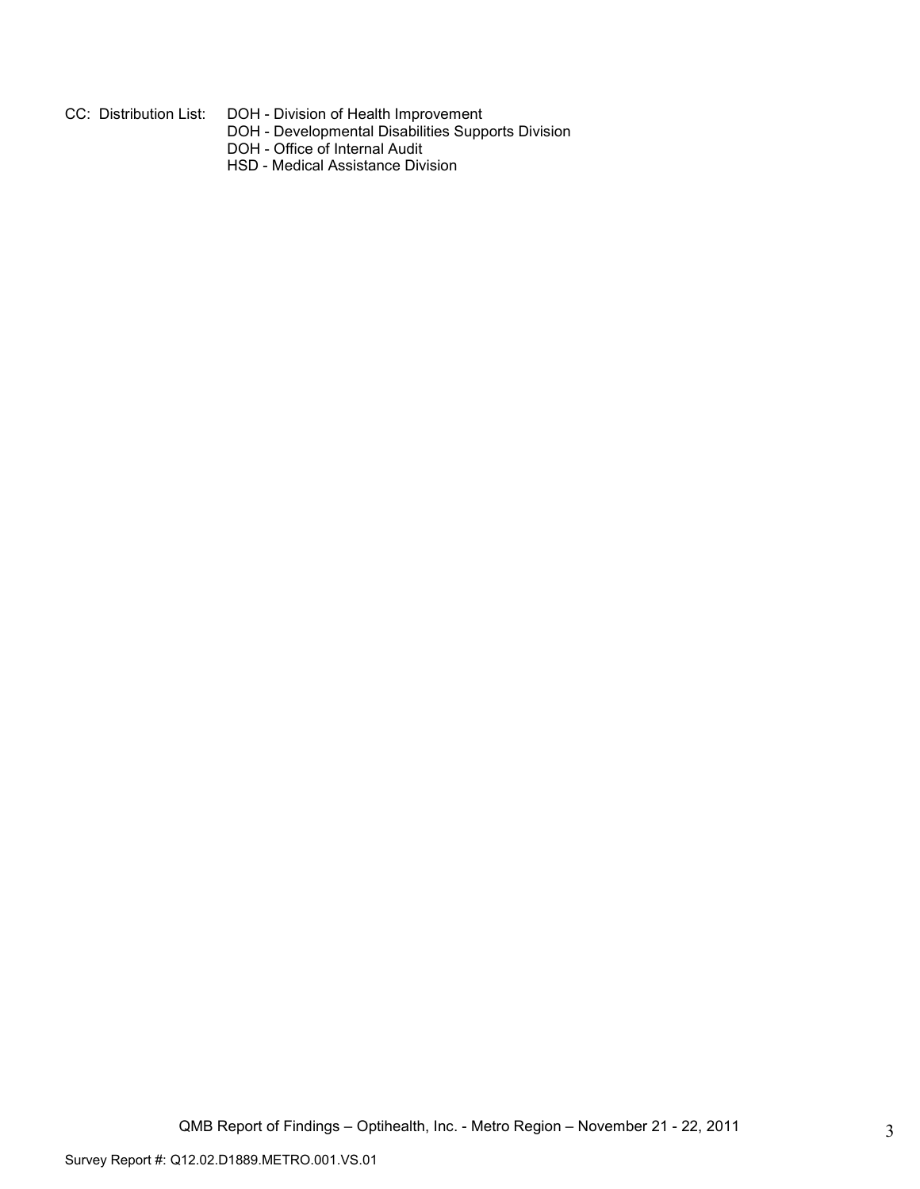CC: Distribution List: DOH - Division of Health Improvement
DOH - Developmental Disabilities Supports Division
DOH - Office of Internal Audit
HSD - Medical Assistance Division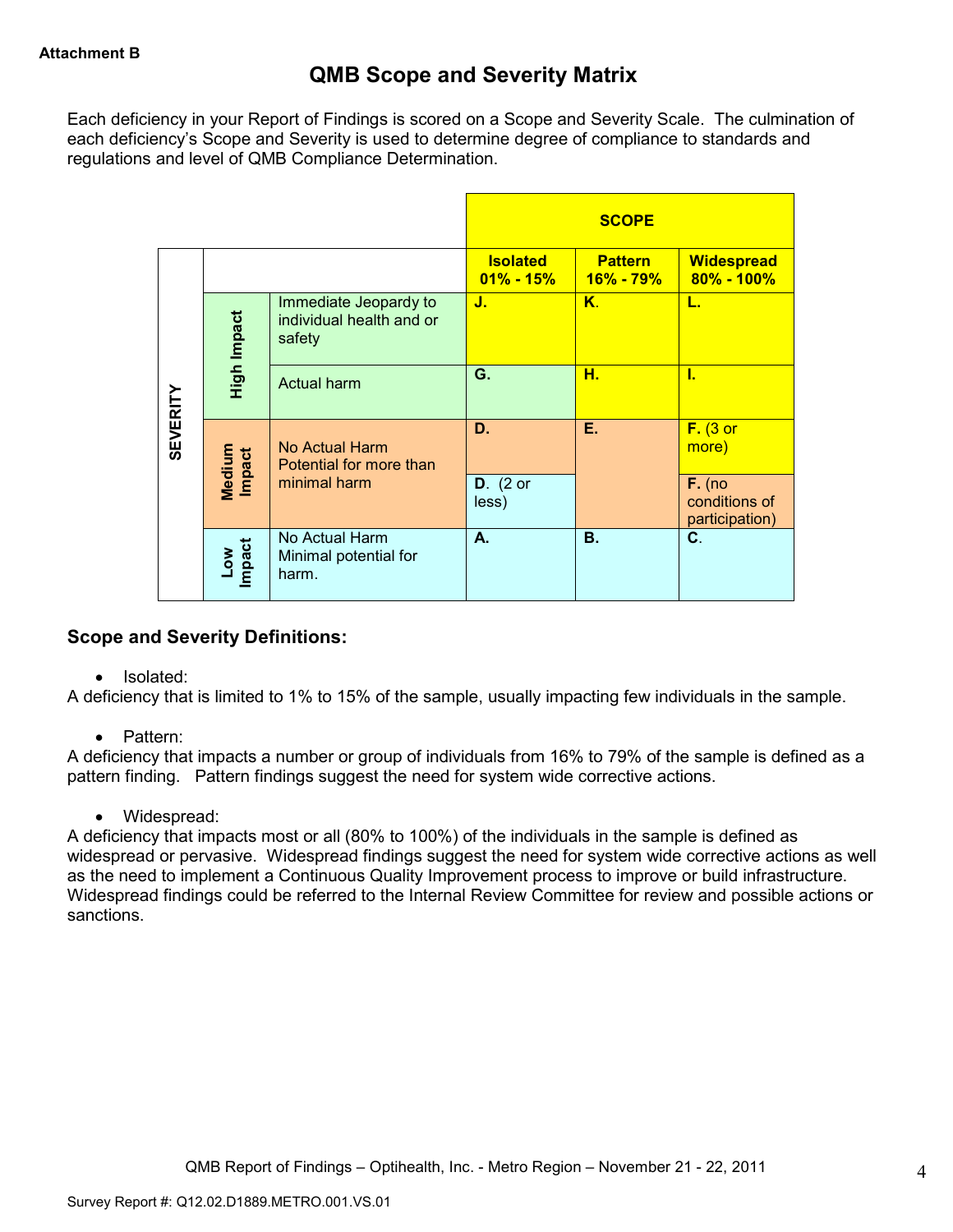Attachment B

# QMB Scope and Severity Matrix

Each deficiency in your Report of Findings is scored on a Scope and Severity Scale. The culmination of each deficiency's Scope and Severity is used to determine degree of compliance to standards and regulations and level of QMB Compliance Determination.

| | | | SCOPE | | |
|---|---|---|---|---|---|
| | | | **Isolated 01% - 15%** | **Pattern 16% - 79%** | **Widespread 80% - 100%** |
| SEVERITY | High Impact | Immediate Jeopardy to individual health and or safety | **J.** | **K.** | **L.** |
| | | Actual harm | **G.** | **H.** | **I.** |
| | Medium Impact | No Actual Harm Potential for more than minimal harm | **D.** | **E.** | **F.** (3 or more) |
| | | | **D.** (2 or less) | | **F.** (no conditions of participation) |
| | Low Impact | No Actual Harm Minimal potential for harm. | **A.** | **B.** | **C.** |

## Scope and Severity Definitions:

- Isolated:

A deficiency that is limited to 1% to 15% of the sample, usually impacting few individuals in the sample.

- Pattern:

A deficiency that impacts a number or group of individuals from 16% to 79% of the sample is defined as a pattern finding. Pattern findings suggest the need for system wide corrective actions.

- Widespread:

A deficiency that impacts most or all (80% to 100%) of the individuals in the sample is defined as widespread or pervasive. Widespread findings suggest the need for system wide corrective actions as well as the need to implement a Continuous Quality Improvement process to improve or build infrastructure. Widespread findings could be referred to the Internal Review Committee for review and possible actions or sanctions.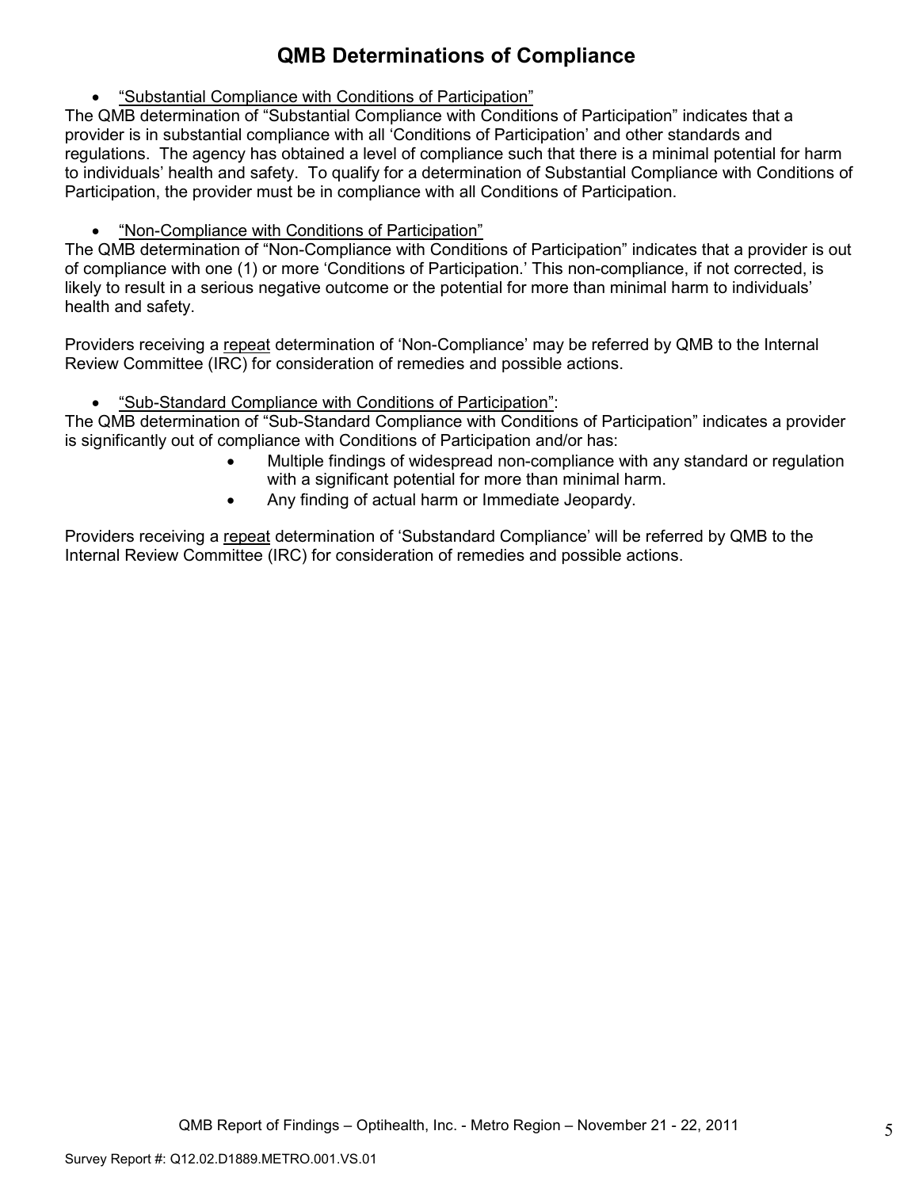# QMB Determinations of Compliance

- "Substantial Compliance with Conditions of Participation"

The QMB determination of "Substantial Compliance with Conditions of Participation" indicates that a provider is in substantial compliance with all 'Conditions of Participation' and other standards and regulations. The agency has obtained a level of compliance such that there is a minimal potential for harm to individuals' health and safety. To qualify for a determination of Substantial Compliance with Conditions of Participation, the provider must be in compliance with all Conditions of Participation.

- "Non-Compliance with Conditions of Participation"

The QMB determination of "Non-Compliance with Conditions of Participation" indicates that a provider is out of compliance with one (1) or more 'Conditions of Participation.' This non-compliance, if not corrected, is likely to result in a serious negative outcome or the potential for more than minimal harm to individuals' health and safety.

Providers receiving a repeat determination of 'Non-Compliance' may be referred by QMB to the Internal Review Committee (IRC) for consideration of remedies and possible actions.

- "Sub-Standard Compliance with Conditions of Participation":

The QMB determination of "Sub-Standard Compliance with Conditions of Participation" indicates a provider is significantly out of compliance with Conditions of Participation and/or has:

- Multiple findings of widespread non-compliance with any standard or regulation with a significant potential for more than minimal harm.
- Any finding of actual harm or Immediate Jeopardy.

Providers receiving a repeat determination of 'Substandard Compliance' will be referred by QMB to the Internal Review Committee (IRC) for consideration of remedies and possible actions.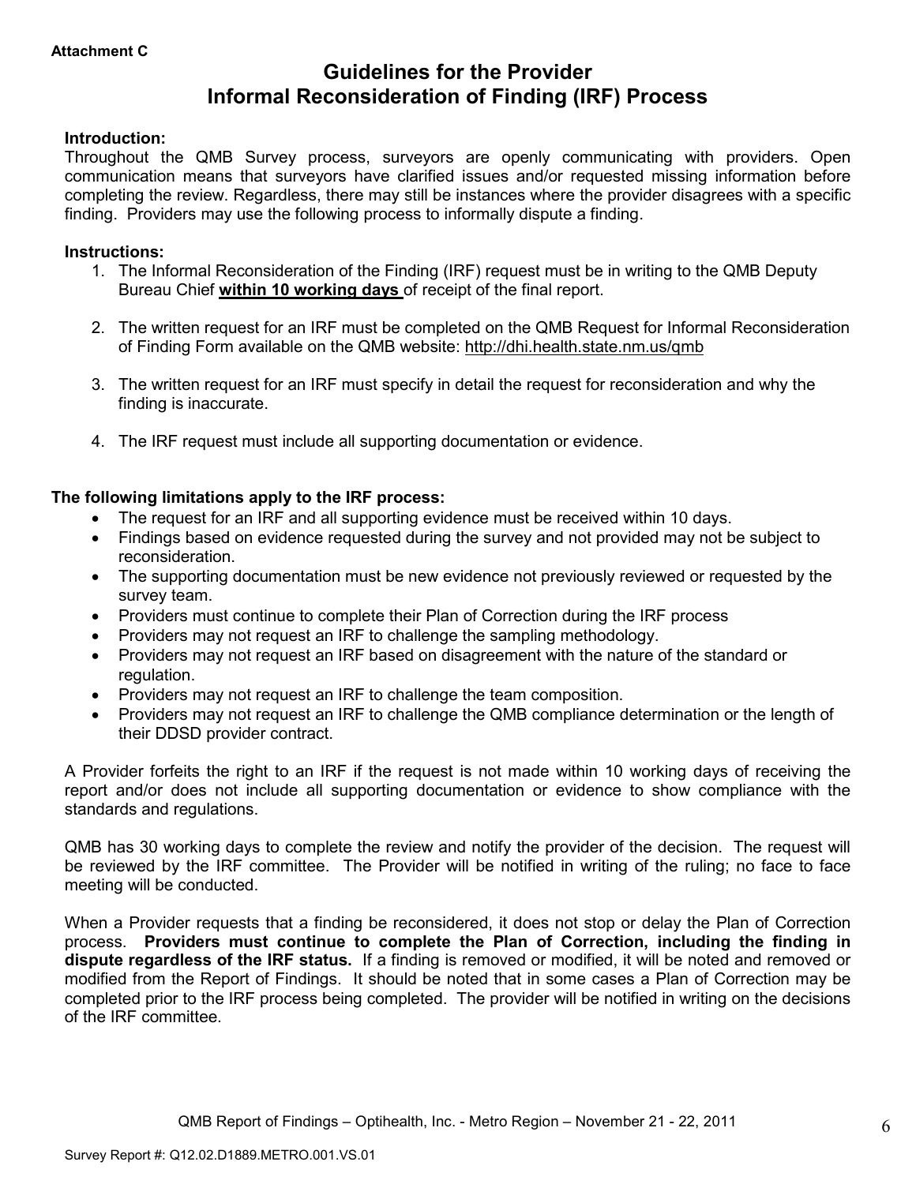**Attachment C**

# Guidelines for the Provider
# Informal Reconsideration of Finding (IRF) Process

**Introduction:**

Throughout the QMB Survey process, surveyors are openly communicating with providers. Open communication means that surveyors have clarified issues and/or requested missing information before completing the review. Regardless, there may still be instances where the provider disagrees with a specific finding. Providers may use the following process to informally dispute a finding.

**Instructions:**

1. The Informal Reconsideration of the Finding (IRF) request must be in writing to the QMB Deputy Bureau Chief **<u>within 10 working days</u>** of receipt of the final report.

2. The written request for an IRF must be completed on the QMB Request for Informal Reconsideration of Finding Form available on the QMB website: http://dhi.health.state.nm.us/qmb

3. The written request for an IRF must specify in detail the request for reconsideration and why the finding is inaccurate.

4. The IRF request must include all supporting documentation or evidence.

**The following limitations apply to the IRF process:**

- The request for an IRF and all supporting evidence must be received within 10 days.
- Findings based on evidence requested during the survey and not provided may not be subject to reconsideration.
- The supporting documentation must be new evidence not previously reviewed or requested by the survey team.
- Providers must continue to complete their Plan of Correction during the IRF process
- Providers may not request an IRF to challenge the sampling methodology.
- Providers may not request an IRF based on disagreement with the nature of the standard or regulation.
- Providers may not request an IRF to challenge the team composition.
- Providers may not request an IRF to challenge the QMB compliance determination or the length of their DDSD provider contract.

A Provider forfeits the right to an IRF if the request is not made within 10 working days of receiving the report and/or does not include all supporting documentation or evidence to show compliance with the standards and regulations.

QMB has 30 working days to complete the review and notify the provider of the decision. The request will be reviewed by the IRF committee. The Provider will be notified in writing of the ruling; no face to face meeting will be conducted.

When a Provider requests that a finding be reconsidered, it does not stop or delay the Plan of Correction process. **Providers must continue to complete the Plan of Correction, including the finding in dispute regardless of the IRF status.** If a finding is removed or modified, it will be noted and removed or modified from the Report of Findings. It should be noted that in some cases a Plan of Correction may be completed prior to the IRF process being completed. The provider will be notified in writing on the decisions of the IRF committee.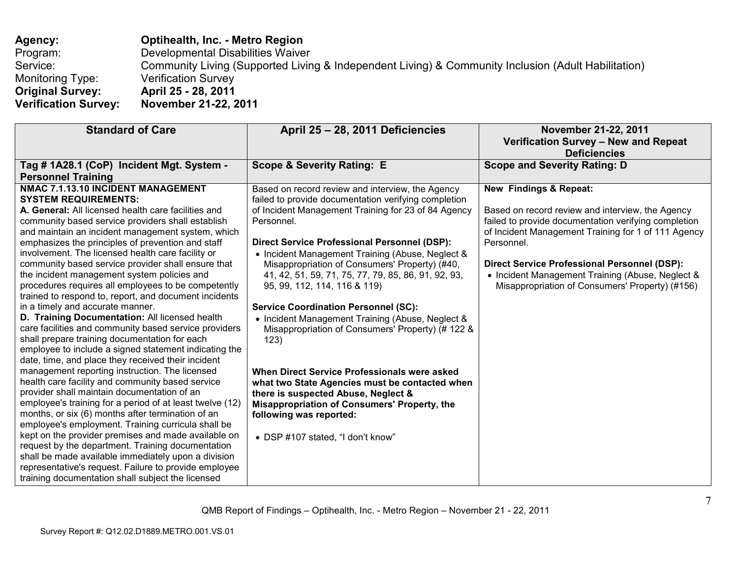**Agency:** **Optihealth, Inc. - Metro Region**
Program: Developmental Disabilities Waiver
Service: Community Living (Supported Living & Independent Living) & Community Inclusion (Adult Habilitation)
Monitoring Type: Verification Survey
**Original Survey:** **April 25 - 28, 2011**
**Verification Survey:** **November 21-22, 2011**

| Standard of Care | April 25 – 28, 2011 Deficiencies | November 21-22, 2011 Verification Survey – New and Repeat Deficiencies |
|---|---|---|
| **Tag # 1A28.1 (CoP) Incident Mgt. System - Personnel Training** | **Scope & Severity Rating: E** | **Scope and Severity Rating: D** |
| **NMAC 7.1.13.10 INCIDENT MANAGEMENT SYSTEM REQUIREMENTS:**<br>**A. General:** All licensed health care facilities and community based service providers shall establish and maintain an incident management system, which emphasizes the principles of prevention and staff involvement. The licensed health care facility or community based service provider shall ensure that the incident management system policies and procedures requires all employees to be competently trained to respond to, report, and document incidents in a timely and accurate manner.<br>**D. Training Documentation:** All licensed health care facilities and community based service providers shall prepare training documentation for each employee to include a signed statement indicating the date, time, and place they received their incident management reporting instruction. The licensed health care facility and community based service provider shall maintain documentation of an employee's training for a period of at least twelve (12) months, or six (6) months after termination of an employee's employment. Training curricula shall be kept on the provider premises and made available on request by the department. Training documentation shall be made available immediately upon a division representative's request. Failure to provide employee training documentation shall subject the licensed | Based on record review and interview, the Agency failed to provide documentation verifying completion of Incident Management Training for 23 of 84 Agency Personnel.<br><br>**Direct Service Professional Personnel (DSP):**<br>• Incident Management Training (Abuse, Neglect & Misappropriation of Consumers' Property) (#40, 41, 42, 51, 59, 71, 75, 77, 79, 85, 86, 91, 92, 93, 95, 99, 112, 114, 116 & 119)<br><br>**Service Coordination Personnel (SC):**<br>• Incident Management Training (Abuse, Neglect & Misappropriation of Consumers' Property) (# 122 & 123)<br><br>**When Direct Service Professionals were asked what two State Agencies must be contacted when there is suspected Abuse, Neglect & Misappropriation of Consumers' Property, the following was reported:**<br><br>• DSP #107 stated, "I don't know" | **New Findings & Repeat:**<br><br>Based on record review and interview, the Agency failed to provide documentation verifying completion of Incident Management Training for 1 of 111 Agency Personnel.<br><br>**Direct Service Professional Personnel (DSP):**<br>• Incident Management Training (Abuse, Neglect & Misappropriation of Consumers' Property) (#156) |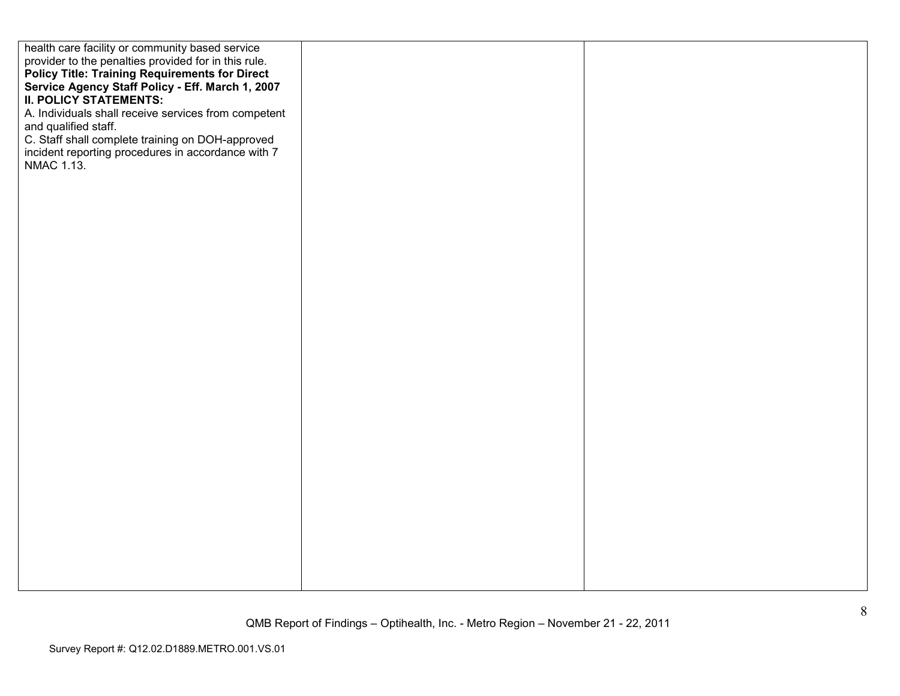| | | |
|---|---|---|
| health care facility or community based service provider to the penalties provided for in this rule.<br>**Policy Title: Training Requirements for Direct Service Agency Staff Policy - Eff. March 1, 2007**<br>**II. POLICY STATEMENTS:**<br>A. Individuals shall receive services from competent and qualified staff.<br>C. Staff shall complete training on DOH-approved incident reporting procedures in accordance with 7 NMAC 1.13. | | |

QMB Report of Findings – Optihealth, Inc. - Metro Region – November 21 - 22, 2011

Survey Report #: Q12.02.D1889.METRO.001.VS.01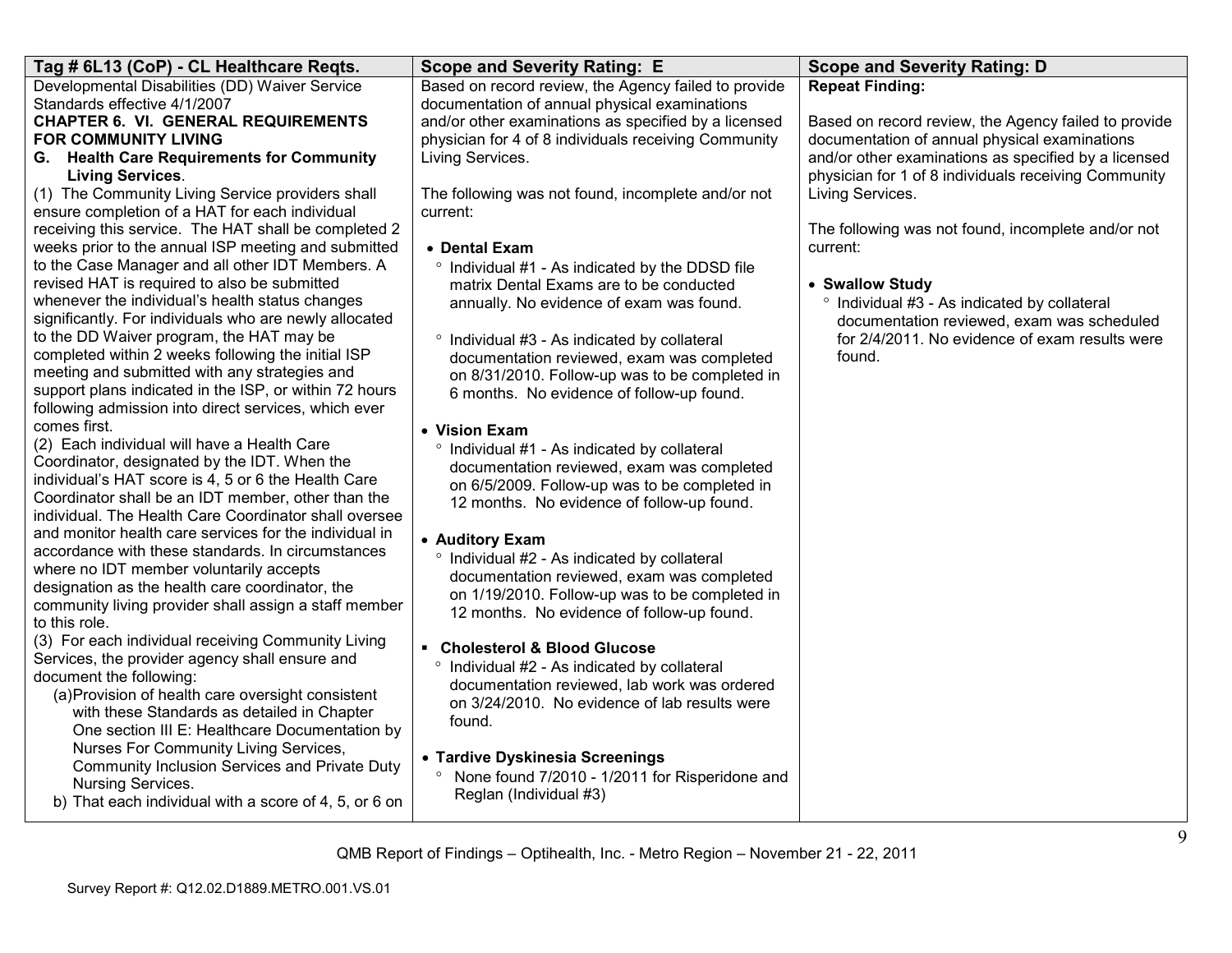| Tag # 6L13 (CoP) - CL Healthcare Reqts. | Scope and Severity Rating: E | Scope and Severity Rating: D |
|---|---|---|
| Developmental Disabilities (DD) Waiver Service Standards effective 4/1/2007<br>**CHAPTER 6. VI. GENERAL REQUIREMENTS FOR COMMUNITY LIVING**<br>**G. Health Care Requirements for Community Living Services**.<br>(1) The Community Living Service providers shall ensure completion of a HAT for each individual receiving this service. The HAT shall be completed 2 weeks prior to the annual ISP meeting and submitted to the Case Manager and all other IDT Members. A revised HAT is required to also be submitted whenever the individual's health status changes significantly. For individuals who are newly allocated to the DD Waiver program, the HAT may be completed within 2 weeks following the initial ISP meeting and submitted with any strategies and support plans indicated in the ISP, or within 72 hours following admission into direct services, which ever comes first.<br>(2) Each individual will have a Health Care Coordinator, designated by the IDT. When the individual's HAT score is 4, 5 or 6 the Health Care Coordinator shall be an IDT member, other than the individual. The Health Care Coordinator shall oversee and monitor health care services for the individual in accordance with these standards. In circumstances where no IDT member voluntarily accepts designation as the health care coordinator, the community living provider shall assign a staff member to this role.<br>(3) For each individual receiving Community Living Services, the provider agency shall ensure and document the following:<br>(a)Provision of health care oversight consistent with these Standards as detailed in Chapter One section III E: Healthcare Documentation by Nurses For Community Living Services, Community Inclusion Services and Private Duty Nursing Services.<br>b) That each individual with a score of 4, 5, or 6 on | Based on record review, the Agency failed to provide documentation of annual physical examinations and/or other examinations as specified by a licensed physician for 4 of 8 individuals receiving Community Living Services.<br><br>The following was not found, incomplete and/or not current:<br><br>• **Dental Exam**<br>° Individual #1 - As indicated by the DDSD file matrix Dental Exams are to be conducted annually. No evidence of exam was found.<br><br>° Individual #3 - As indicated by collateral documentation reviewed, exam was completed on 8/31/2010. Follow-up was to be completed in 6 months. No evidence of follow-up found.<br><br>• **Vision Exam**<br>° Individual #1 - As indicated by collateral documentation reviewed, exam was completed on 6/5/2009. Follow-up was to be completed in 12 months. No evidence of follow-up found.<br><br>• **Auditory Exam**<br>° Individual #2 - As indicated by collateral documentation reviewed, exam was completed on 1/19/2010. Follow-up was to be completed in 12 months. No evidence of follow-up found.<br><br>▪ **Cholesterol & Blood Glucose**<br>° Individual #2 - As indicated by collateral documentation reviewed, lab work was ordered on 3/24/2010. No evidence of lab results were found.<br><br>• **Tardive Dyskinesia Screenings**<br>° None found 7/2010 - 1/2011 for Risperidone and Reglan (Individual #3) | **Repeat Finding:**<br><br>Based on record review, the Agency failed to provide documentation of annual physical examinations and/or other examinations as specified by a licensed physician for 1 of 8 individuals receiving Community Living Services.<br><br>The following was not found, incomplete and/or not current:<br><br>• **Swallow Study**<br>° Individual #3 - As indicated by collateral documentation reviewed, exam was scheduled for 2/4/2011. No evidence of exam results were found. |

QMB Report of Findings – Optihealth, Inc. - Metro Region – November 21 - 22, 2011

Survey Report #: Q12.02.D1889.METRO.001.VS.01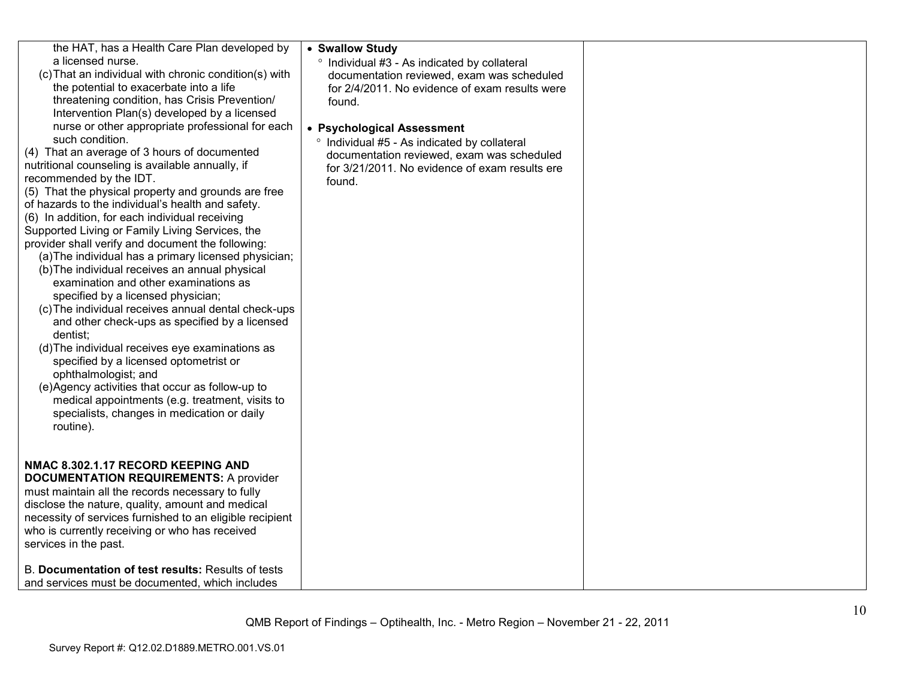| | | |
|---|---|---|
| the HAT, has a Health Care Plan developed by a licensed nurse.<br>(c) That an individual with chronic condition(s) with the potential to exacerbate into a life threatening condition, has Crisis Prevention/ Intervention Plan(s) developed by a licensed nurse or other appropriate professional for each such condition.<br>(4) That an average of 3 hours of documented nutritional counseling is available annually, if recommended by the IDT.<br>(5) That the physical property and grounds are free of hazards to the individual's health and safety.<br>(6) In addition, for each individual receiving Supported Living or Family Living Services, the provider shall verify and document the following:<br>(a) The individual has a primary licensed physician;<br>(b) The individual receives an annual physical examination and other examinations as specified by a licensed physician;<br>(c) The individual receives annual dental check-ups and other check-ups as specified by a licensed dentist;<br>(d) The individual receives eye examinations as specified by a licensed optometrist or ophthalmologist; and<br>(e) Agency activities that occur as follow-up to medical appointments (e.g. treatment, visits to specialists, changes in medication or daily routine).<br><br>**NMAC 8.302.1.17 RECORD KEEPING AND DOCUMENTATION REQUIREMENTS:** A provider must maintain all the records necessary to fully disclose the nature, quality, amount and medical necessity of services furnished to an eligible recipient who is currently receiving or who has received services in the past.<br><br>B. **Documentation of test results:** Results of tests and services must be documented, which includes | • **Swallow Study**<br>° Individual #3 - As indicated by collateral documentation reviewed, exam was scheduled for 2/4/2011. No evidence of exam results were found.<br><br>• **Psychological Assessment**<br>° Individual #5 - As indicated by collateral documentation reviewed, exam was scheduled for 3/21/2011. No evidence of exam results ere found. | |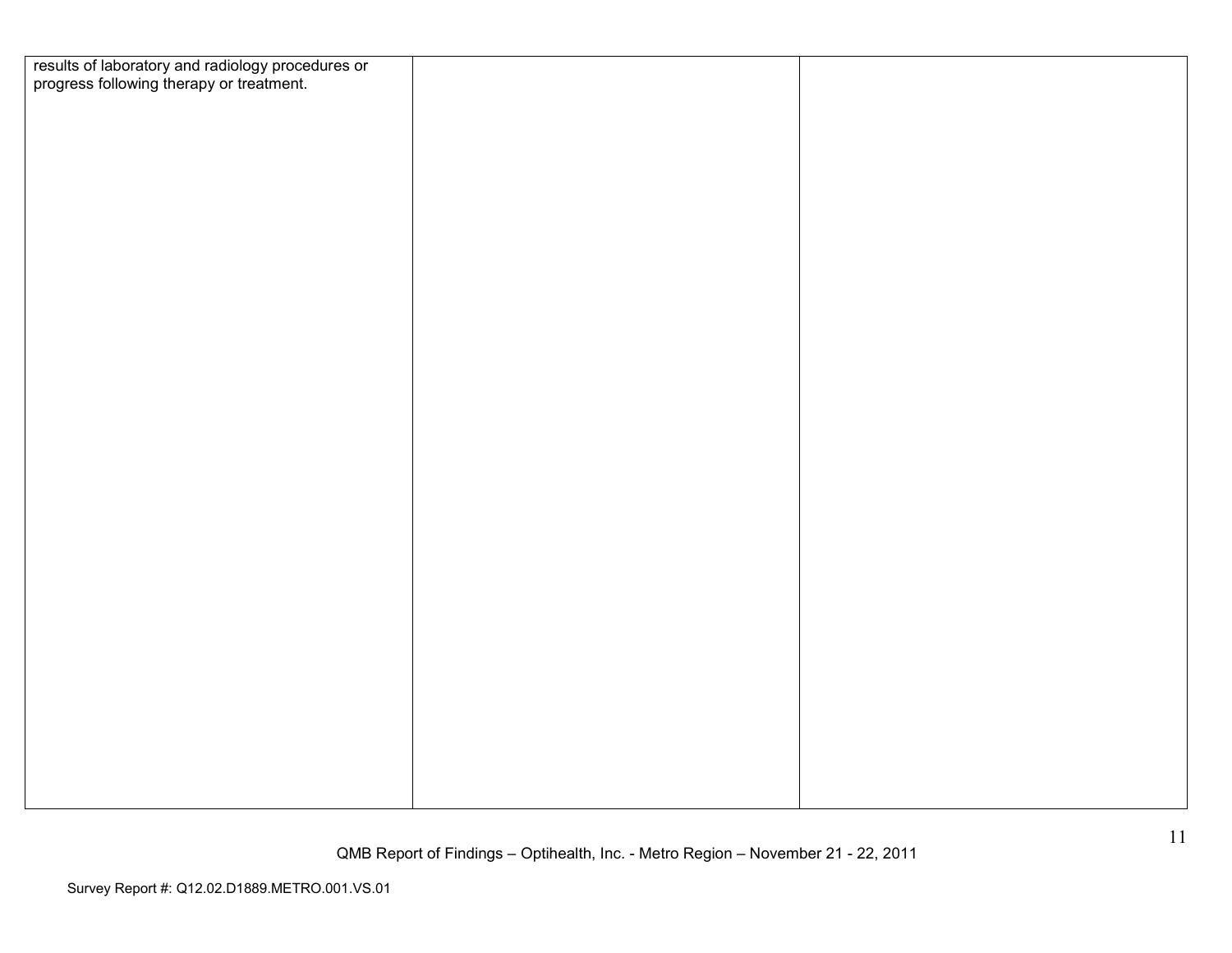| | | |
|---|---|---|
| results of laboratory and radiology procedures or progress following therapy or treatment. | | |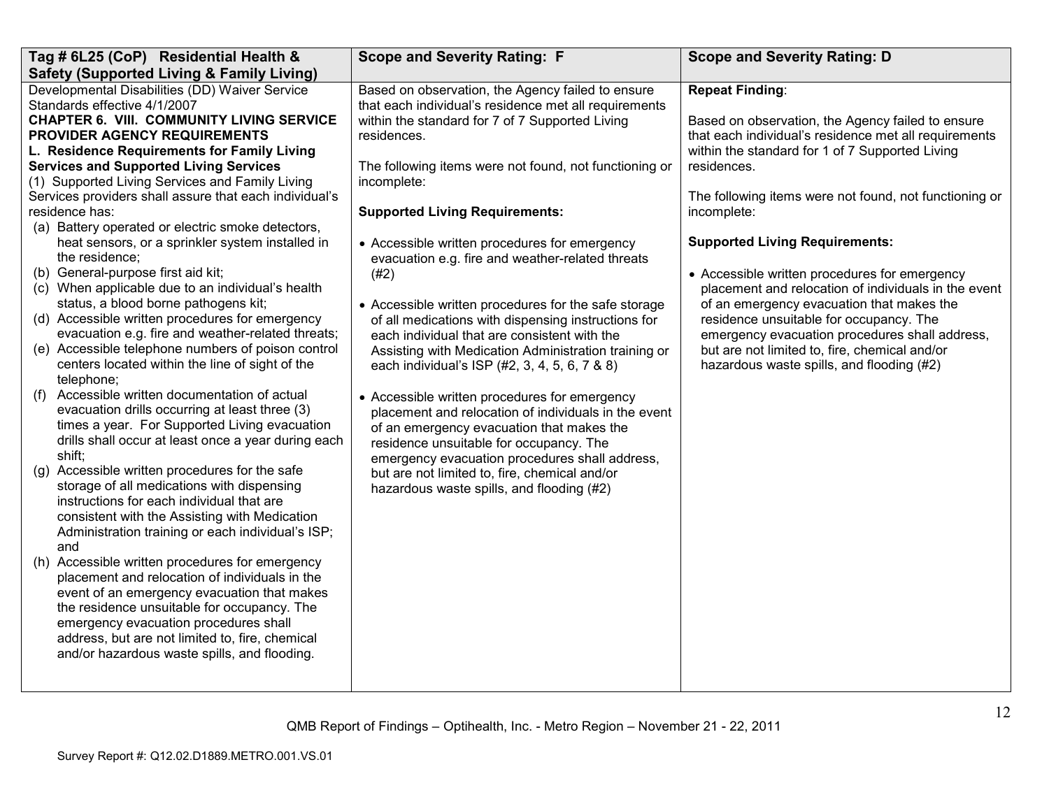| Tag # 6L25 (CoP) Residential Health & Safety (Supported Living & Family Living) | Scope and Severity Rating: F | Scope and Severity Rating: D |
| --- | --- | --- |
| Developmental Disabilities (DD) Waiver Service Standards effective 4/1/2007<br>**CHAPTER 6. VIII. COMMUNITY LIVING SERVICE PROVIDER AGENCY REQUIREMENTS**<br>**L. Residence Requirements for Family Living Services and Supported Living Services**<br>(1) Supported Living Services and Family Living Services providers shall assure that each individual's residence has:<br>(a) Battery operated or electric smoke detectors, heat sensors, or a sprinkler system installed in the residence;<br>(b) General-purpose first aid kit;<br>(c) When applicable due to an individual's health status, a blood borne pathogens kit;<br>(d) Accessible written procedures for emergency evacuation e.g. fire and weather-related threats;<br>(e) Accessible telephone numbers of poison control centers located within the line of sight of the telephone;<br>(f) Accessible written documentation of actual evacuation drills occurring at least three (3) times a year. For Supported Living evacuation drills shall occur at least once a year during each shift;<br>(g) Accessible written procedures for the safe storage of all medications with dispensing instructions for each individual that are consistent with the Assisting with Medication Administration training or each individual's ISP; and<br>(h) Accessible written procedures for emergency placement and relocation of individuals in the event of an emergency evacuation that makes the residence unsuitable for occupancy. The emergency evacuation procedures shall address, but are not limited to, fire, chemical and/or hazardous waste spills, and flooding. | Based on observation, the Agency failed to ensure that each individual's residence met all requirements within the standard for 7 of 7 Supported Living residences.<br><br>The following items were not found, not functioning or incomplete:<br><br>**Supported Living Requirements:**<br><br>• Accessible written procedures for emergency evacuation e.g. fire and weather-related threats (#2)<br><br>• Accessible written procedures for the safe storage of all medications with dispensing instructions for each individual that are consistent with the Assisting with Medication Administration training or each individual's ISP (#2, 3, 4, 5, 6, 7 & 8)<br><br>• Accessible written procedures for emergency placement and relocation of individuals in the event of an emergency evacuation that makes the residence unsuitable for occupancy. The emergency evacuation procedures shall address, but are not limited to, fire, chemical and/or hazardous waste spills, and flooding (#2) | **Repeat Finding**:<br><br>Based on observation, the Agency failed to ensure that each individual's residence met all requirements within the standard for 1 of 7 Supported Living residences.<br><br>The following items were not found, not functioning or incomplete:<br><br>**Supported Living Requirements:**<br><br>• Accessible written procedures for emergency placement and relocation of individuals in the event of an emergency evacuation that makes the residence unsuitable for occupancy. The emergency evacuation procedures shall address, but are not limited to, fire, chemical and/or hazardous waste spills, and flooding (#2) |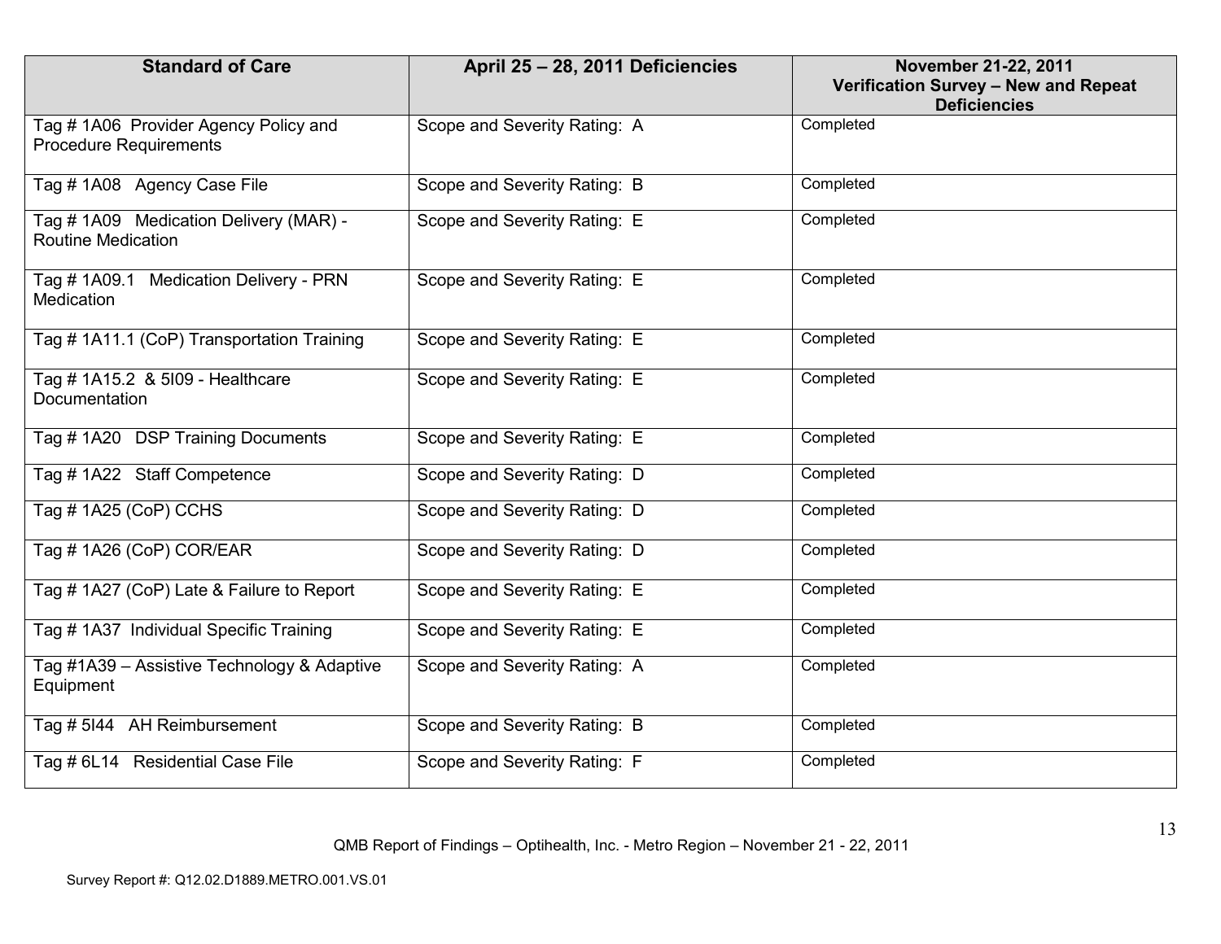| Standard of Care | April 25 – 28, 2011 Deficiencies | November 21-22, 2011 Verification Survey – New and Repeat Deficiencies |
|---|---|---|
| Tag # 1A06 Provider Agency Policy and Procedure Requirements | Scope and Severity Rating: A | Completed |
| Tag # 1A08 Agency Case File | Scope and Severity Rating: B | Completed |
| Tag # 1A09 Medication Delivery (MAR) - Routine Medication | Scope and Severity Rating: E | Completed |
| Tag # 1A09.1 Medication Delivery - PRN Medication | Scope and Severity Rating: E | Completed |
| Tag # 1A11.1 (CoP) Transportation Training | Scope and Severity Rating: E | Completed |
| Tag # 1A15.2 & 5I09 - Healthcare Documentation | Scope and Severity Rating: E | Completed |
| Tag # 1A20 DSP Training Documents | Scope and Severity Rating: E | Completed |
| Tag # 1A22 Staff Competence | Scope and Severity Rating: D | Completed |
| Tag # 1A25 (CoP) CCHS | Scope and Severity Rating: D | Completed |
| Tag # 1A26 (CoP) COR/EAR | Scope and Severity Rating: D | Completed |
| Tag # 1A27 (CoP) Late & Failure to Report | Scope and Severity Rating: E | Completed |
| Tag # 1A37 Individual Specific Training | Scope and Severity Rating: E | Completed |
| Tag #1A39 – Assistive Technology & Adaptive Equipment | Scope and Severity Rating: A | Completed |
| Tag # 5I44 AH Reimbursement | Scope and Severity Rating: B | Completed |
| Tag # 6L14 Residential Case File | Scope and Severity Rating: F | Completed |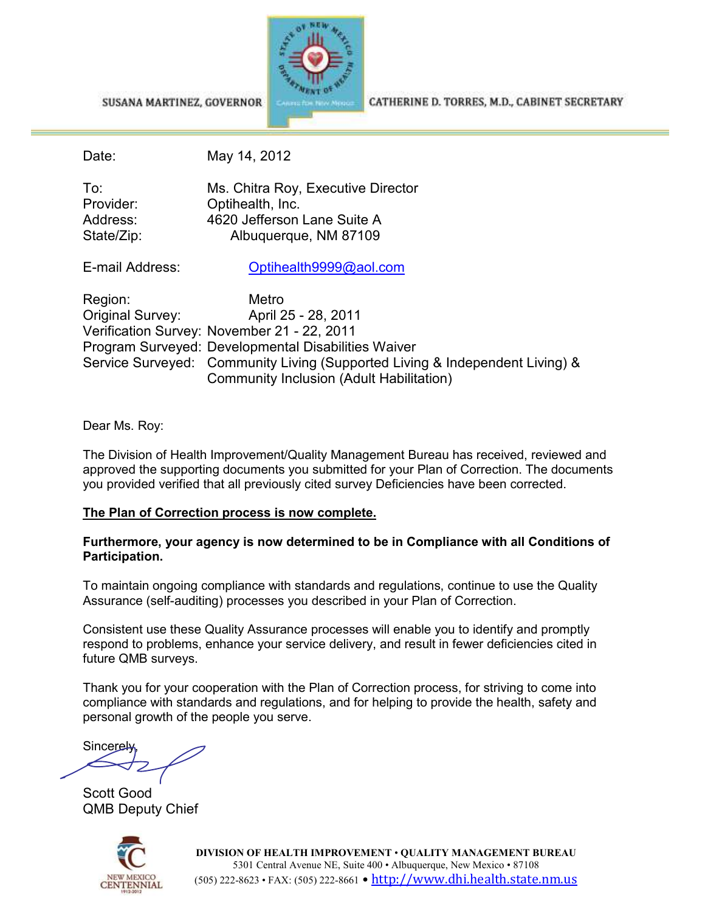SUSANA MARTINEZ, GOVERNOR

CATHERINE D. TORRES, M.D., CABINET SECRETARY

Date: May 14, 2012

To: Ms. Chitra Roy, Executive Director
Provider: Optihealth, Inc.
Address: 4620 Jefferson Lane Suite A
State/Zip: Albuquerque, NM 87109

E-mail Address: Optihealth9999@aol.com

Region: Metro
Original Survey: April 25 - 28, 2011
Verification Survey: November 21 - 22, 2011
Program Surveyed: Developmental Disabilities Waiver
Service Surveyed: Community Living (Supported Living & Independent Living) & Community Inclusion (Adult Habilitation)

Dear Ms. Roy:

The Division of Health Improvement/Quality Management Bureau has received, reviewed and approved the supporting documents you submitted for your Plan of Correction. The documents you provided verified that all previously cited survey Deficiencies have been corrected.

**The Plan of Correction process is now complete.**

**Furthermore, your agency is now determined to be in Compliance with all Conditions of Participation.**

To maintain ongoing compliance with standards and regulations, continue to use the Quality Assurance (self-auditing) processes you described in your Plan of Correction.

Consistent use these Quality Assurance processes will enable you to identify and promptly respond to problems, enhance your service delivery, and result in fewer deficiencies cited in future QMB surveys.

Thank you for your cooperation with the Plan of Correction process, for striving to come into compliance with standards and regulations, and for helping to provide the health, safety and personal growth of the people you serve.

Sincerely,

Scott Good
QMB Deputy Chief

DIVISION OF HEALTH IMPROVEMENT • QUALITY MANAGEMENT BUREAU
5301 Central Avenue NE, Suite 400 • Albuquerque, New Mexico • 87108
(505) 222-8623 • FAX: (505) 222-8661 • http://www.dhi.health.state.nm.us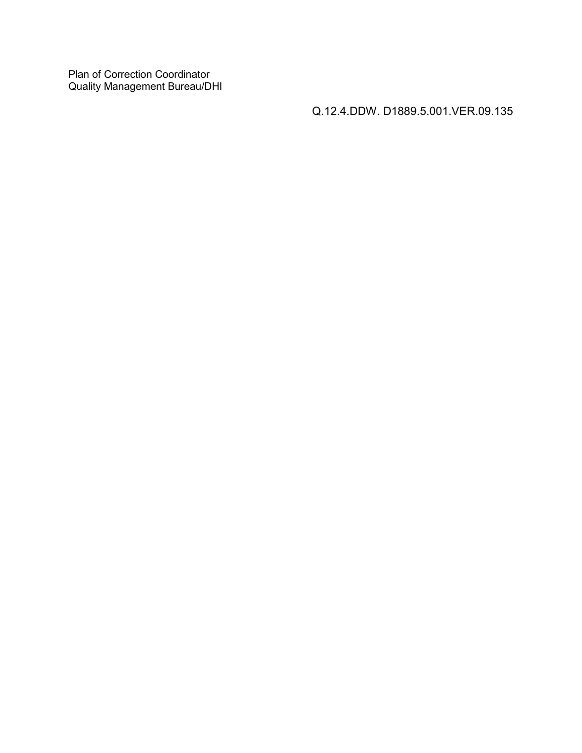Plan of Correction Coordinator
Quality Management Bureau/DHI

Q.12.4.DDW. D1889.5.001.VER.09.135